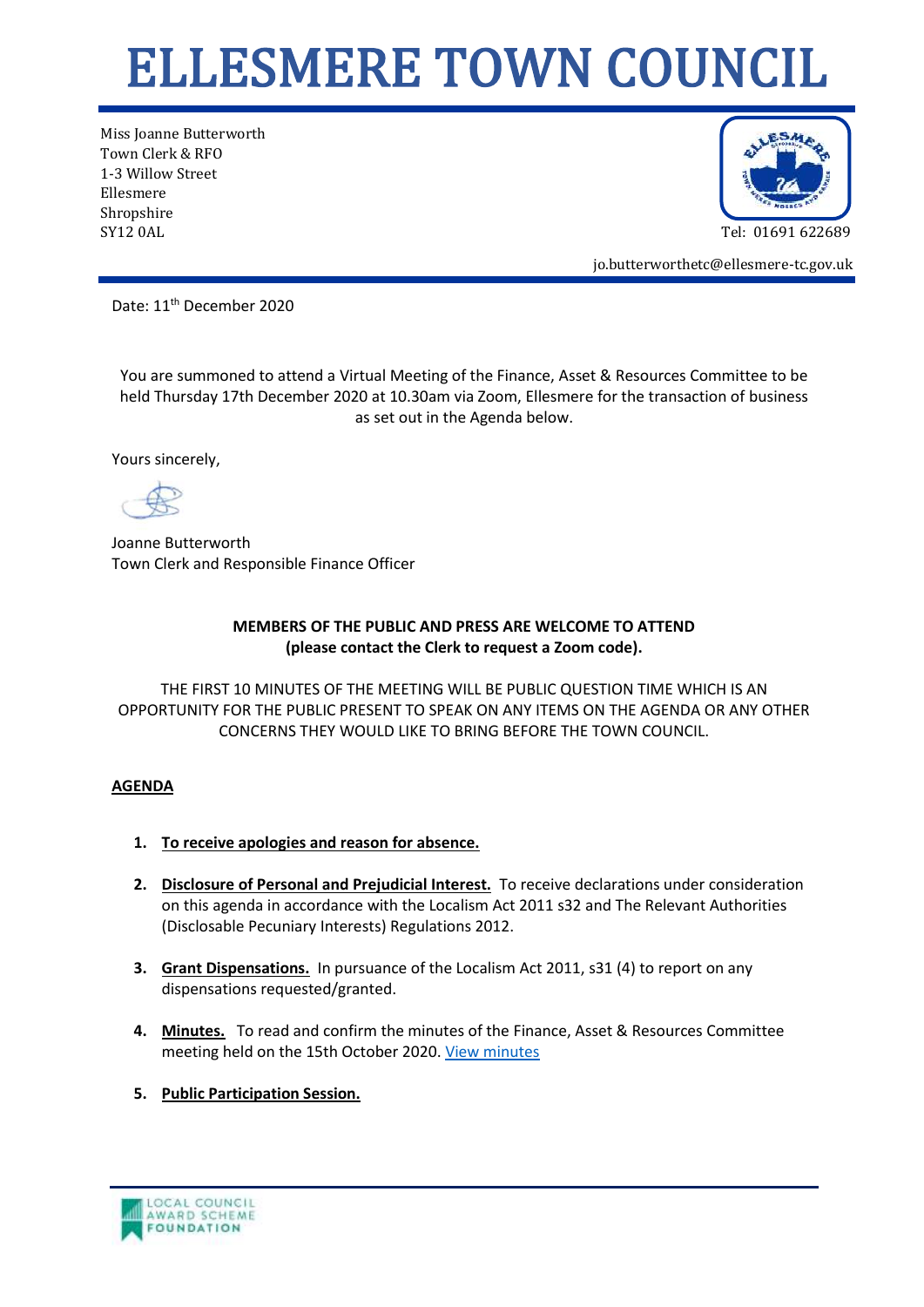# ELLESMERE TOWN COUNCIL

Miss Joanne Butterworth
Town Clerk & RFO
1-3 Willow Street
Ellesmere
Shropshire
SY12 0AL

Tel: 01691 622689

jo.butterworthetc@ellesmere-tc.gov.uk

Date: 11th December 2020

You are summoned to attend a Virtual Meeting of the Finance, Asset & Resources Committee to be held Thursday 17th December 2020 at 10.30am via Zoom, Ellesmere for the transaction of business as set out in the Agenda below.

Yours sincerely,

Joanne Butterworth
Town Clerk and Responsible Finance Officer

**MEMBERS OF THE PUBLIC AND PRESS ARE WELCOME TO ATTEND (please contact the Clerk to request a Zoom code).**

THE FIRST 10 MINUTES OF THE MEETING WILL BE PUBLIC QUESTION TIME WHICH IS AN OPPORTUNITY FOR THE PUBLIC PRESENT TO SPEAK ON ANY ITEMS ON THE AGENDA OR ANY OTHER CONCERNS THEY WOULD LIKE TO BRING BEFORE THE TOWN COUNCIL.

**AGENDA**

1. **To receive apologies and reason for absence.**

2. **Disclosure of Personal and Prejudicial Interest.** To receive declarations under consideration on this agenda in accordance with the Localism Act 2011 s32 and The Relevant Authorities (Disclosable Pecuniary Interests) Regulations 2012.

3. **Grant Dispensations.** In pursuance of the Localism Act 2011, s31 (4) to report on any dispensations requested/granted.

4. **Minutes.** To read and confirm the minutes of the Finance, Asset & Resources Committee meeting held on the 15th October 2020. View minutes

5. **Public Participation Session.**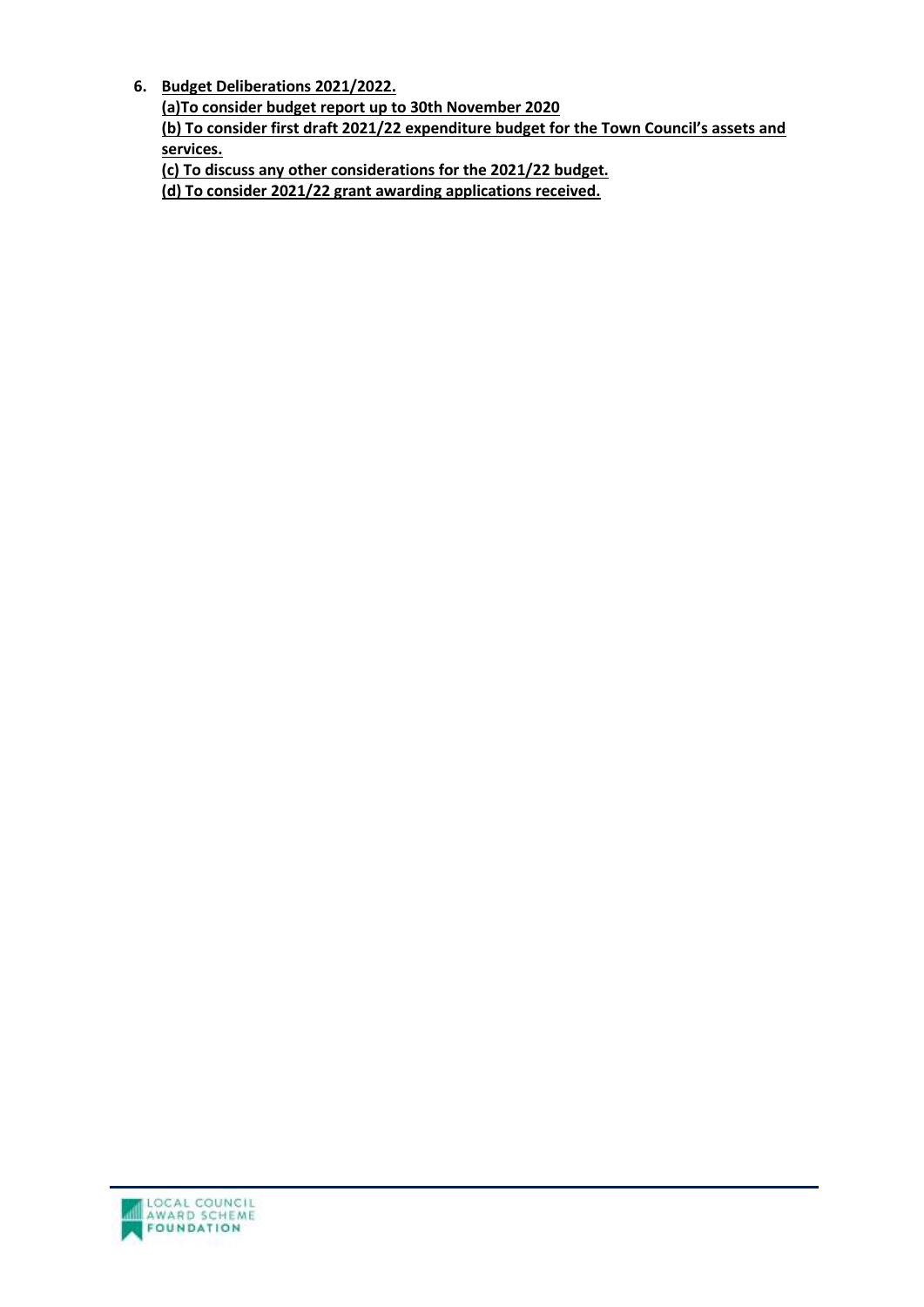6. **Budget Deliberations 2021/2022.**

   **(a)To consider budget report up to 30th November 2020**

   **(b) To consider first draft 2021/22 expenditure budget for the Town Council's assets and services.**

   **(c) To discuss any other considerations for the 2021/22 budget.**

   **(d) To consider 2021/22 grant awarding applications received.**